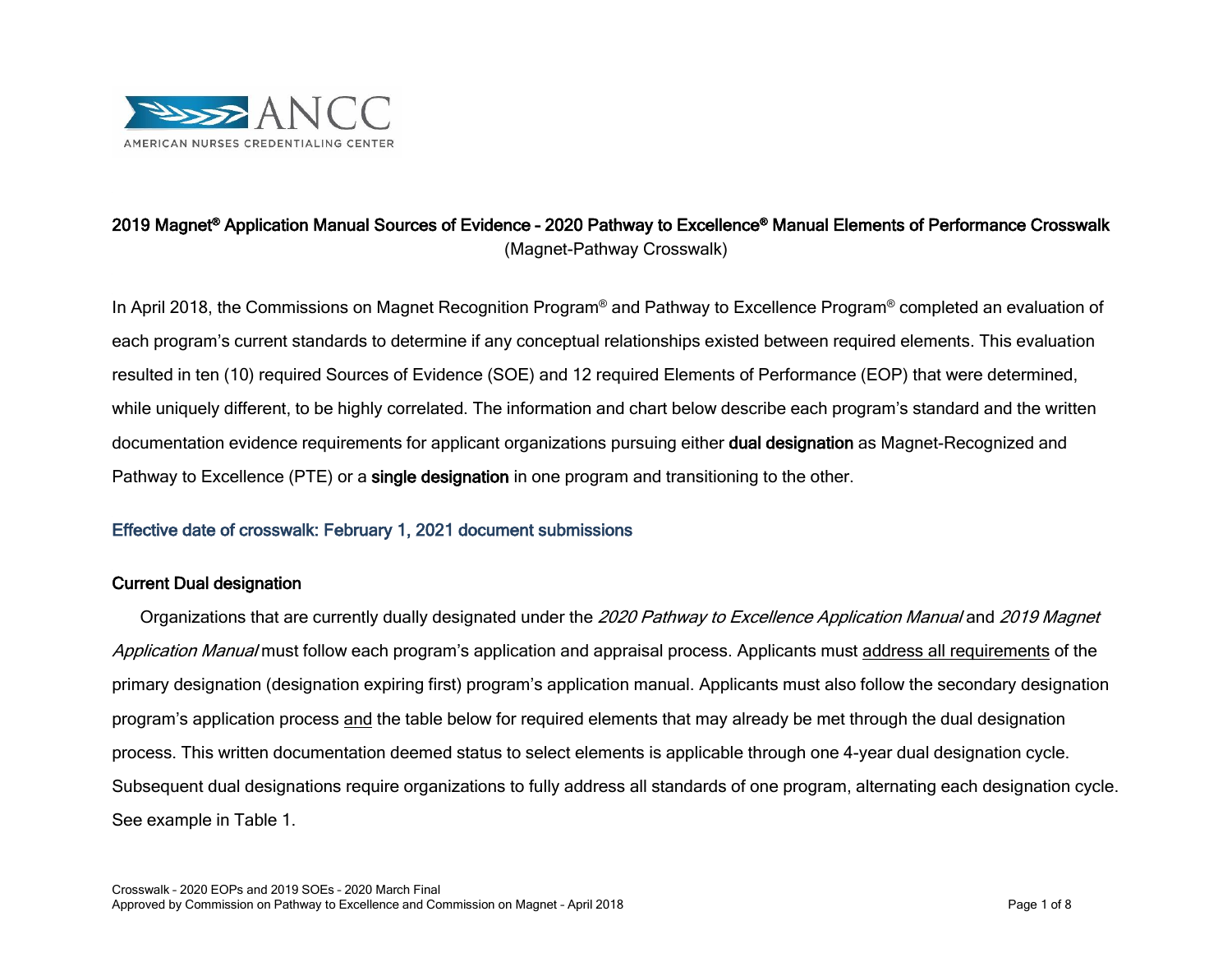ANCC

AMERICAN NURSES CREDENTIALING CENTER

# 2019 Magnet® Application Manual Sources of Evidence – 2020 Pathway to Excellence® Manual Elements of Performance Crosswalk

(Magnet-Pathway Crosswalk)

In April 2018, the Commissions on Magnet Recognition Program® and Pathway to Excellence Program® completed an evaluation of each program's current standards to determine if any conceptual relationships existed between required elements. This evaluation resulted in ten (10) required Sources of Evidence (SOE) and 12 required Elements of Performance (EOP) that were determined, while uniquely different, to be highly correlated. The information and chart below describe each program's standard and the written documentation evidence requirements for applicant organizations pursuing either **dual designation** as Magnet-Recognized and Pathway to Excellence (PTE) or a **single designation** in one program and transitioning to the other.

## Effective date of crosswalk: February 1, 2021 document submissions

### Current Dual designation

Organizations that are currently dually designated under the *2020 Pathway to Excellence Application Manual* and *2019 Magnet Application Manual* must follow each program's application and appraisal process. Applicants must address all requirements of the primary designation (designation expiring first) program's application manual. Applicants must also follow the secondary designation program's application process and the table below for required elements that may already be met through the dual designation process. This written documentation deemed status to select elements is applicable through one 4-year dual designation cycle. Subsequent dual designations require organizations to fully address all standards of one program, alternating each designation cycle. See example in Table 1.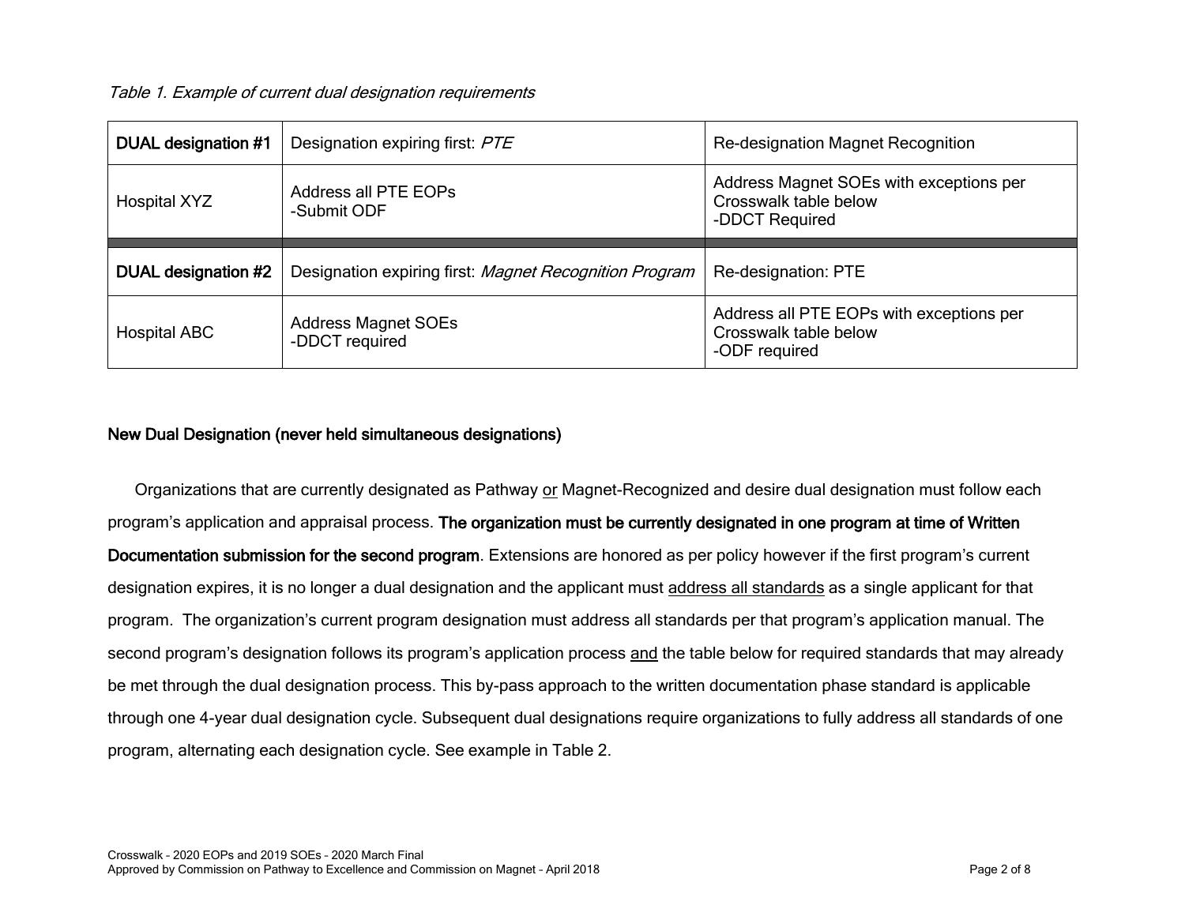*Table 1. Example of current dual designation requirements*

| **DUAL designation #1** | Designation expiring first: *PTE* | Re-designation Magnet Recognition |
|---|---|---|
| Hospital XYZ | Address all PTE EOPs<br>-Submit ODF | Address Magnet SOEs with exceptions per Crosswalk table below<br>-DDCT Required |
| **DUAL designation #2** | Designation expiring first: *Magnet Recognition Program* | Re-designation: PTE |
| Hospital ABC | Address Magnet SOEs<br>-DDCT required | Address all PTE EOPs with exceptions per Crosswalk table below<br>-ODF required |

**New Dual Designation (never held simultaneous designations)**

Organizations that are currently designated as Pathway or Magnet-Recognized and desire dual designation must follow each program's application and appraisal process. **The organization must be currently designated in one program at time of Written Documentation submission for the second program**. Extensions are honored as per policy however if the first program's current designation expires, it is no longer a dual designation and the applicant must address all standards as a single applicant for that program. The organization's current program designation must address all standards per that program's application manual. The second program's designation follows its program's application process and the table below for required standards that may already be met through the dual designation process. This by-pass approach to the written documentation phase standard is applicable through one 4-year dual designation cycle. Subsequent dual designations require organizations to fully address all standards of one program, alternating each designation cycle. See example in Table 2.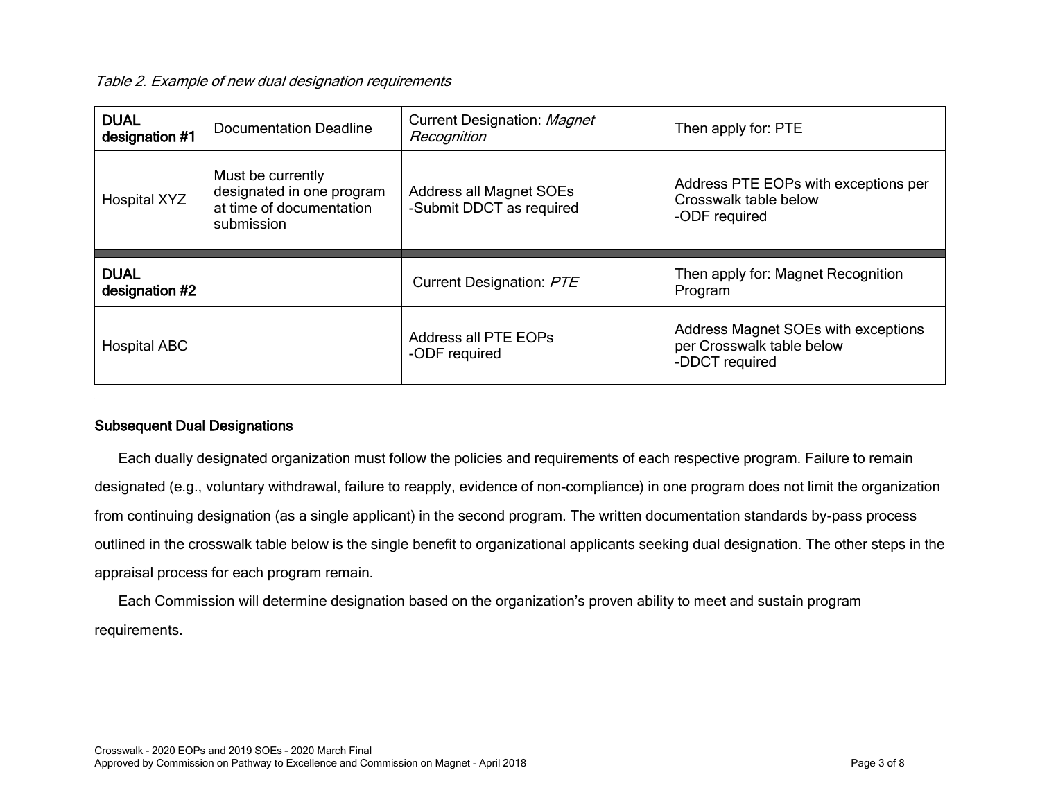*Table 2. Example of new dual designation requirements*

| **DUAL designation #1** | Documentation Deadline | Current Designation: *Magnet Recognition* | Then apply for: PTE |
|---|---|---|---|
| Hospital XYZ | Must be currently designated in one program at time of documentation submission | Address all Magnet SOEs<br>-Submit DDCT as required | Address PTE EOPs with exceptions per Crosswalk table below<br>-ODF required |
| | | | |
| **DUAL designation #2** | | Current Designation: *PTE* | Then apply for: Magnet Recognition Program |
| Hospital ABC | | Address all PTE EOPs<br>-ODF required | Address Magnet SOEs with exceptions per Crosswalk table below<br>-DDCT required |

### Subsequent Dual Designations

Each dually designated organization must follow the policies and requirements of each respective program. Failure to remain designated (e.g., voluntary withdrawal, failure to reapply, evidence of non-compliance) in one program does not limit the organization from continuing designation (as a single applicant) in the second program. The written documentation standards by-pass process outlined in the crosswalk table below is the single benefit to organizational applicants seeking dual designation. The other steps in the appraisal process for each program remain.

Each Commission will determine designation based on the organization's proven ability to meet and sustain program requirements.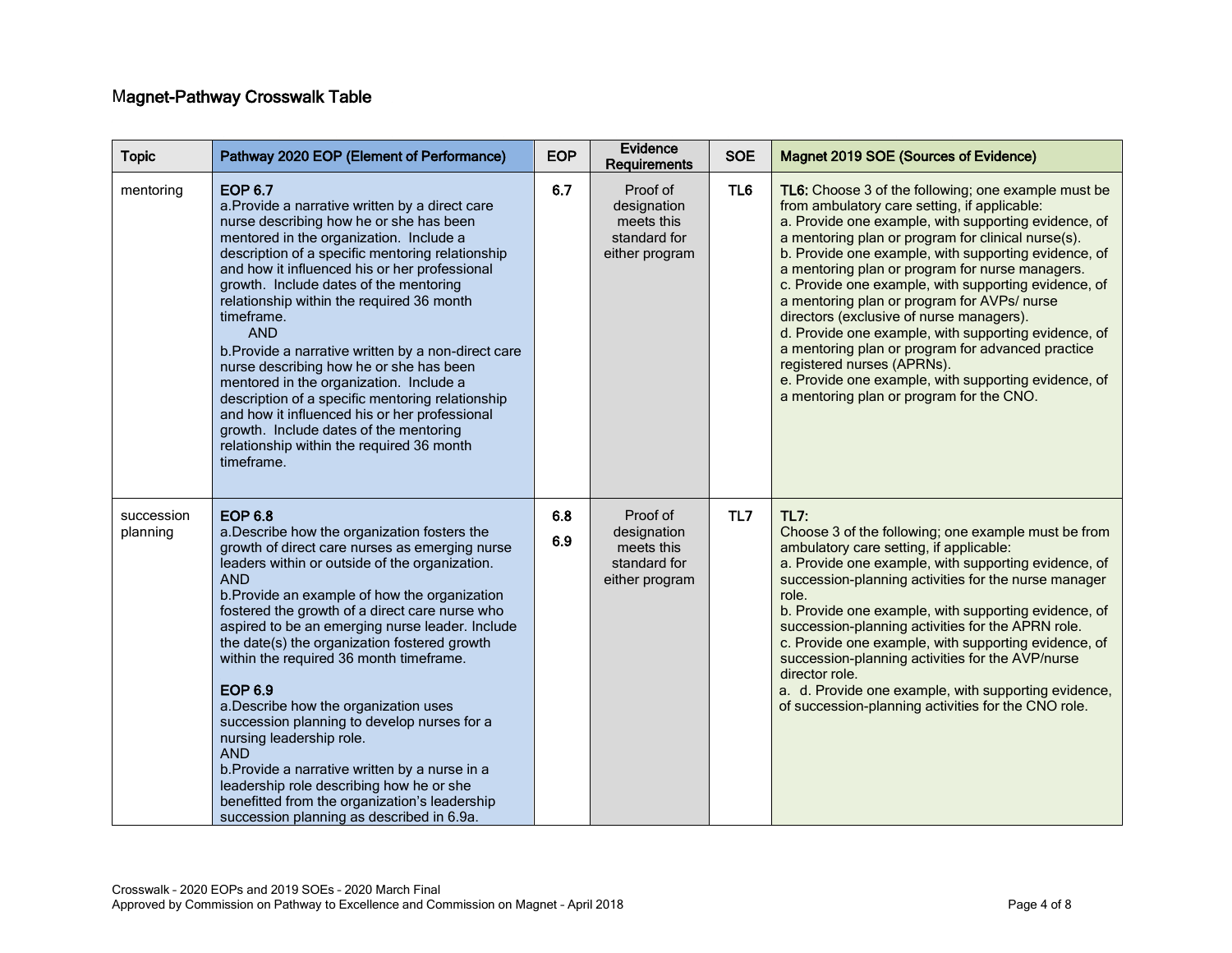## Magnet-Pathway Crosswalk Table

| Topic | Pathway 2020 EOP (Element of Performance) | EOP | Evidence Requirements | SOE | Magnet 2019 SOE (Sources of Evidence) |
|---|---|---|---|---|---|
| mentoring | **EOP 6.7**<br>a.Provide a narrative written by a direct care nurse describing how he or she has been mentored in the organization. Include a description of a specific mentoring relationship and how it influenced his or her professional growth. Include dates of the mentoring relationship within the required 36 month timeframe.<br>AND<br>b.Provide a narrative written by a non-direct care nurse describing how he or she has been mentored in the organization. Include a description of a specific mentoring relationship and how it influenced his or her professional growth. Include dates of the mentoring relationship within the required 36 month timeframe. | 6.7 | Proof of designation meets this standard for either program | TL6 | **TL6:** Choose 3 of the following; one example must be from ambulatory care setting, if applicable:<br>a. Provide one example, with supporting evidence, of a mentoring plan or program for clinical nurse(s).<br>b. Provide one example, with supporting evidence, of a mentoring plan or program for nurse managers.<br>c. Provide one example, with supporting evidence, of a mentoring plan or program for AVPs/ nurse directors (exclusive of nurse managers).<br>d. Provide one example, with supporting evidence, of a mentoring plan or program for advanced practice registered nurses (APRNs).<br>e. Provide one example, with supporting evidence, of a mentoring plan or program for the CNO. |
| succession planning | **EOP 6.8**<br>a.Describe how the organization fosters the growth of direct care nurses as emerging nurse leaders within or outside of the organization.<br>AND<br>b.Provide an example of how the organization fostered the growth of a direct care nurse who aspired to be an emerging nurse leader. Include the date(s) the organization fostered growth within the required 36 month timeframe.<br><br>**EOP 6.9**<br>a.Describe how the organization uses succession planning to develop nurses for a nursing leadership role.<br>AND<br>b.Provide a narrative written by a nurse in a leadership role describing how he or she benefitted from the organization's leadership succession planning as described in 6.9a. | 6.8<br>6.9 | Proof of designation meets this standard for either program | TL7 | **TL7:**<br>Choose 3 of the following; one example must be from ambulatory care setting, if applicable:<br>a. Provide one example, with supporting evidence, of succession-planning activities for the nurse manager role.<br>b. Provide one example, with supporting evidence, of succession-planning activities for the APRN role.<br>c. Provide one example, with supporting evidence, of succession-planning activities for the AVP/nurse director role.<br>a. d. Provide one example, with supporting evidence, of succession-planning activities for the CNO role. |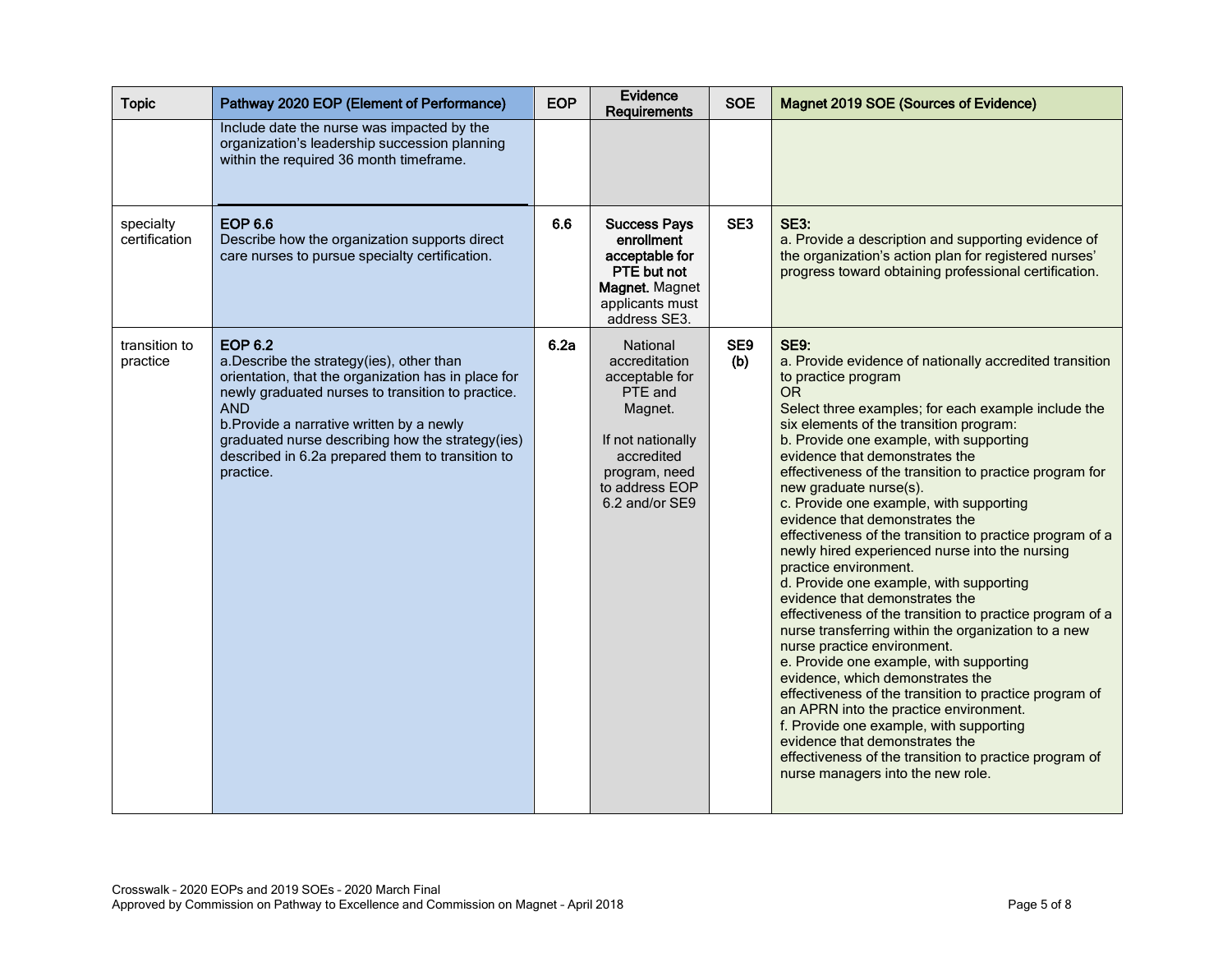| Topic | Pathway 2020 EOP (Element of Performance) | EOP | Evidence Requirements | SOE | Magnet 2019 SOE (Sources of Evidence) |
|---|---|---|---|---|---|
| | Include date the nurse was impacted by the organization's leadership succession planning within the required 36 month timeframe. | | | | |
| specialty certification | **EOP 6.6**<br>Describe how the organization supports direct care nurses to pursue specialty certification. | **6.6** | **Success Pays enrollment acceptable for PTE but not Magnet.** Magnet applicants must address SE3. | **SE3** | **SE3:**<br>a. Provide a description and supporting evidence of the organization's action plan for registered nurses' progress toward obtaining professional certification. |
| transition to practice | **EOP 6.2**<br>a.Describe the strategy(ies), other than orientation, that the organization has in place for newly graduated nurses to transition to practice.<br>AND<br>b.Provide a narrative written by a newly graduated nurse describing how the strategy(ies) described in 6.2a prepared them to transition to practice. | **6.2a** | National accreditation acceptable for PTE and Magnet.<br><br>If not nationally accredited program, need to address EOP 6.2 and/or SE9 | **SE9 (b)** | **SE9:**<br>a. Provide evidence of nationally accredited transition to practice program<br>OR<br>Select three examples; for each example include the six elements of the transition program:<br>b. Provide one example, with supporting evidence that demonstrates the effectiveness of the transition to practice program for new graduate nurse(s).<br>c. Provide one example, with supporting evidence that demonstrates the effectiveness of the transition to practice program of a newly hired experienced nurse into the nursing practice environment.<br>d. Provide one example, with supporting evidence that demonstrates the effectiveness of the transition to practice program of a nurse transferring within the organization to a new nurse practice environment.<br>e. Provide one example, with supporting evidence, which demonstrates the effectiveness of the transition to practice program of an APRN into the practice environment.<br>f. Provide one example, with supporting evidence that demonstrates the effectiveness of the transition to practice program of nurse managers into the new role. |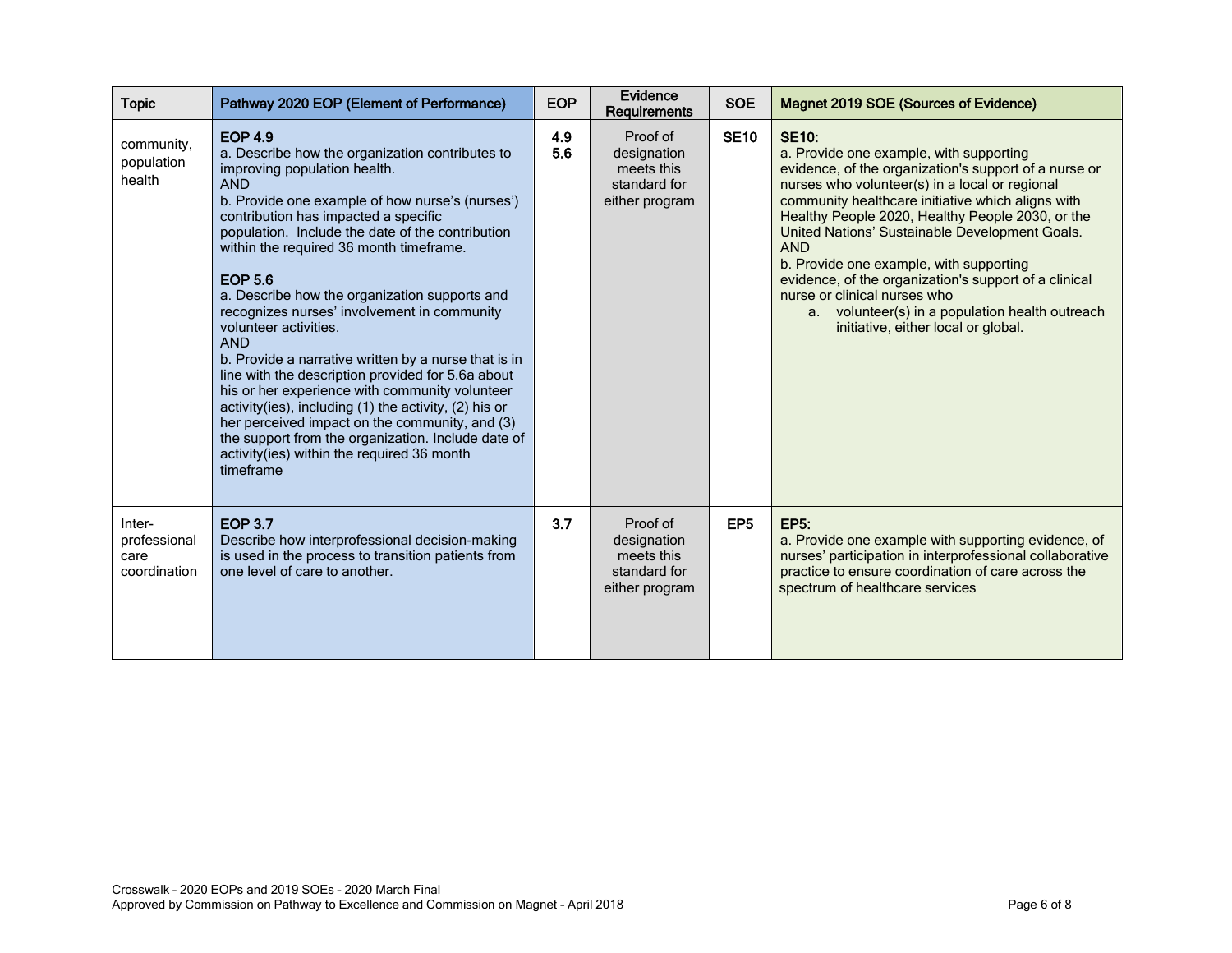| Topic | Pathway 2020 EOP (Element of Performance) | EOP | Evidence Requirements | SOE | Magnet 2019 SOE (Sources of Evidence) |
|---|---|---|---|---|---|
| community, population health | **EOP 4.9**<br>a. Describe how the organization contributes to improving population health.<br>AND<br>b. Provide one example of how nurse's (nurses') contribution has impacted a specific population. Include the date of the contribution within the required 36 month timeframe.<br><br>**EOP 5.6**<br>a. Describe how the organization supports and recognizes nurses' involvement in community volunteer activities.<br>AND<br>b. Provide a narrative written by a nurse that is in line with the description provided for 5.6a about his or her experience with community volunteer activity(ies), including (1) the activity, (2) his or her perceived impact on the community, and (3) the support from the organization. Include date of activity(ies) within the required 36 month timeframe | **4.9**<br>**5.6** | Proof of designation meets this standard for either program | **SE10** | **SE10:**<br>a. Provide one example, with supporting evidence, of the organization's support of a nurse or nurses who volunteer(s) in a local or regional community healthcare initiative which aligns with Healthy People 2020, Healthy People 2030, or the United Nations' Sustainable Development Goals.<br>AND<br>b. Provide one example, with supporting evidence, of the organization's support of a clinical nurse or clinical nurses who<br>a. volunteer(s) in a population health outreach initiative, either local or global. |
| Inter-professional care coordination | **EOP 3.7**<br>Describe how interprofessional decision-making is used in the process to transition patients from one level of care to another. | **3.7** | Proof of designation meets this standard for either program | **EP5** | **EP5:**<br>a. Provide one example with supporting evidence, of nurses' participation in interprofessional collaborative practice to ensure coordination of care across the spectrum of healthcare services |

Crosswalk – 2020 EOPs and 2019 SOEs – 2020 March Final
Approved by Commission on Pathway to Excellence and Commission on Magnet – April 2018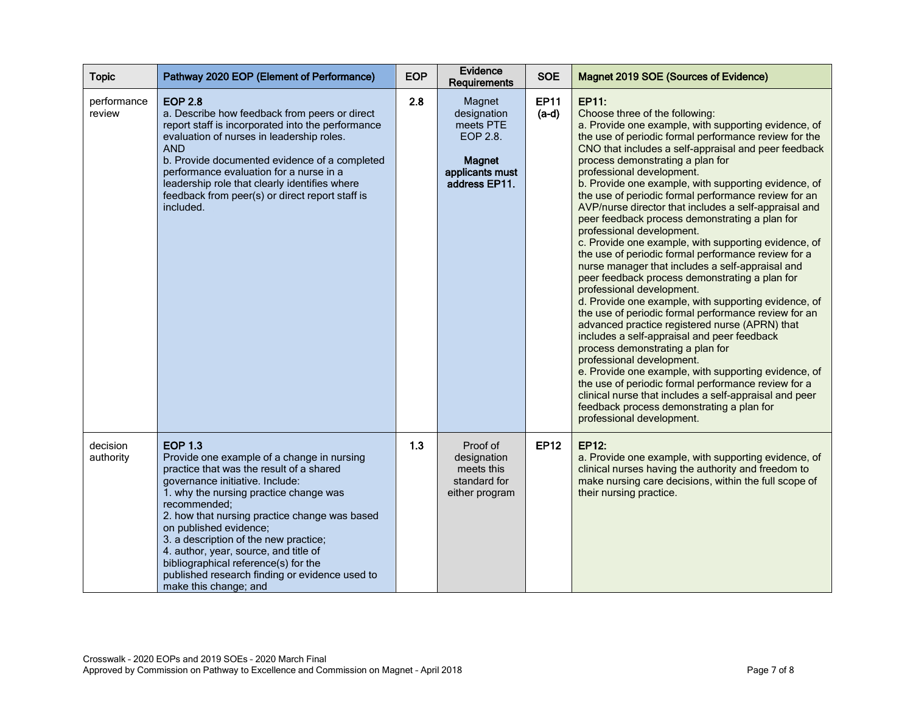| Topic | Pathway 2020 EOP (Element of Performance) | EOP | Evidence Requirements | SOE | Magnet 2019 SOE (Sources of Evidence) |
|---|---|---|---|---|---|
| performance review | **EOP 2.8**<br>a. Describe how feedback from peers or direct report staff is incorporated into the performance evaluation of nurses in leadership roles.<br>AND<br>b. Provide documented evidence of a completed performance evaluation for a nurse in a leadership role that clearly identifies where feedback from peer(s) or direct report staff is included. | 2.8 | Magnet designation meets PTE EOP 2.8.<br><br>**Magnet applicants must address EP11.** | **EP11 (a-d)** | **EP11:**<br>Choose three of the following:<br>a. Provide one example, with supporting evidence, of the use of periodic formal performance review for the CNO that includes a self-appraisal and peer feedback process demonstrating a plan for professional development.<br>b. Provide one example, with supporting evidence, of the use of periodic formal performance review for an AVP/nurse director that includes a self-appraisal and peer feedback process demonstrating a plan for professional development.<br>c. Provide one example, with supporting evidence, of the use of periodic formal performance review for a nurse manager that includes a self-appraisal and peer feedback process demonstrating a plan for professional development.<br>d. Provide one example, with supporting evidence, of the use of periodic formal performance review for an advanced practice registered nurse (APRN) that includes a self-appraisal and peer feedback process demonstrating a plan for professional development.<br>e. Provide one example, with supporting evidence, of the use of periodic formal performance review for a clinical nurse that includes a self-appraisal and peer feedback process demonstrating a plan for professional development. |
| decision authority | **EOP 1.3**<br>Provide one example of a change in nursing practice that was the result of a shared governance initiative. Include:<br>1. why the nursing practice change was recommended;<br>2. how that nursing practice change was based on published evidence;<br>3. a description of the new practice;<br>4. author, year, source, and title of bibliographical reference(s) for the published research finding or evidence used to make this change; and | 1.3 | Proof of designation meets this standard for either program | **EP12** | **EP12:**<br>a. Provide one example, with supporting evidence, of clinical nurses having the authority and freedom to make nursing care decisions, within the full scope of their nursing practice. |

Crosswalk – 2020 EOPs and 2019 SOEs – 2020 March Final
Approved by Commission on Pathway to Excellence and Commission on Magnet – April 2018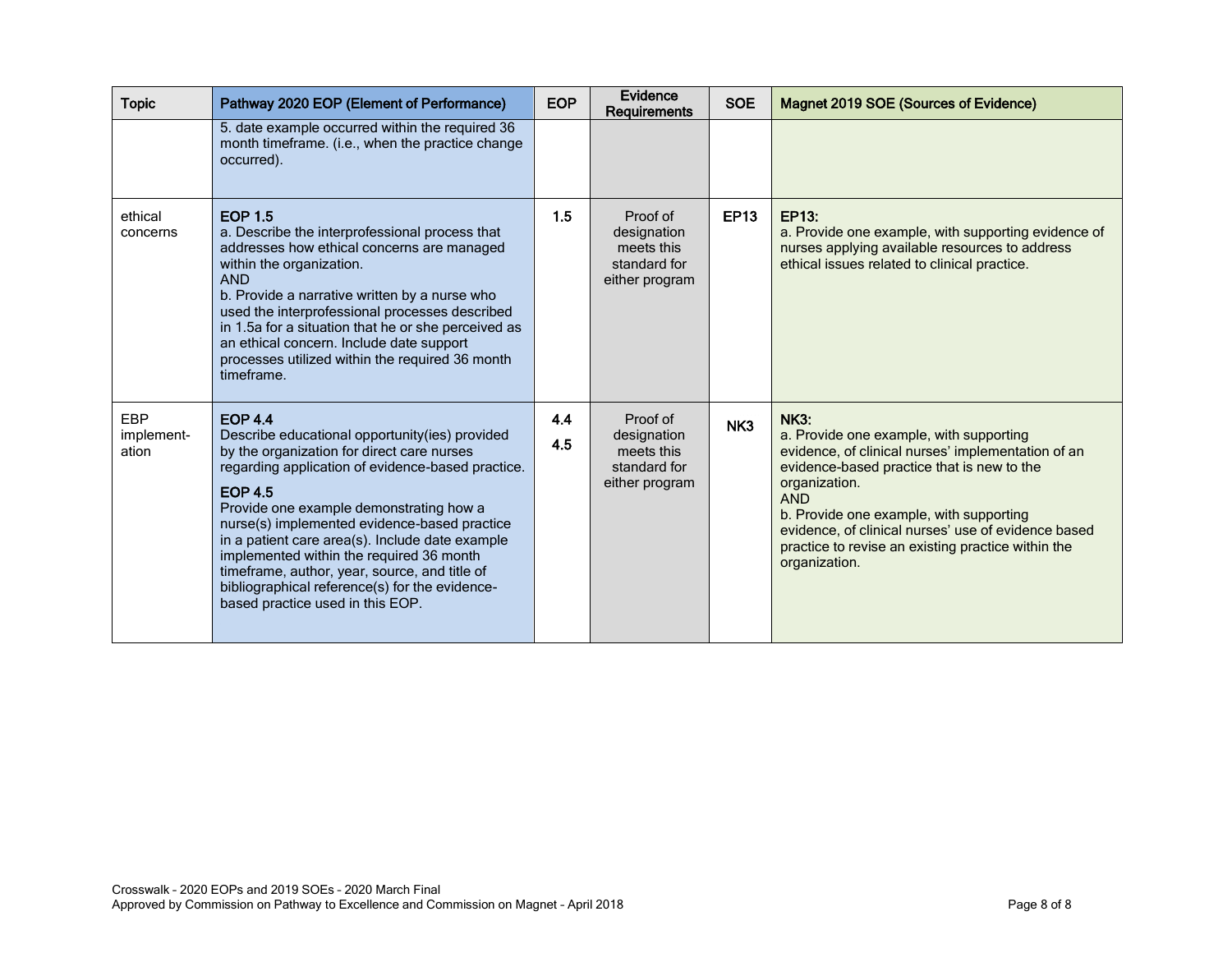| Topic | Pathway 2020 EOP (Element of Performance) | EOP | Evidence Requirements | SOE | Magnet 2019 SOE (Sources of Evidence) |
|---|---|---|---|---|---|
| | 5. date example occurred within the required 36 month timeframe. (i.e., when the practice change occurred). | | | | |
| ethical concerns | **EOP 1.5**<br>a. Describe the interprofessional process that addresses how ethical concerns are managed within the organization.<br>AND<br>b. Provide a narrative written by a nurse who used the interprofessional processes described in 1.5a for a situation that he or she perceived as an ethical concern. Include date support processes utilized within the required 36 month timeframe. | 1.5 | Proof of designation meets this standard for either program | **EP13** | **EP13:**<br>a. Provide one example, with supporting evidence of nurses applying available resources to address ethical issues related to clinical practice. |
| EBP implement-ation | **EOP 4.4**<br>Describe educational opportunity(ies) provided by the organization for direct care nurses regarding application of evidence-based practice.<br>**EOP 4.5**<br>Provide one example demonstrating how a nurse(s) implemented evidence-based practice in a patient care area(s). Include date example implemented within the required 36 month timeframe, author, year, source, and title of bibliographical reference(s) for the evidence-based practice used in this EOP. | 4.4<br>4.5 | Proof of designation meets this standard for either program | **NK3** | **NK3:**<br>a. Provide one example, with supporting evidence, of clinical nurses' implementation of an evidence-based practice that is new to the organization.<br>AND<br>b. Provide one example, with supporting evidence, of clinical nurses' use of evidence based practice to revise an existing practice within the organization. |

Crosswalk – 2020 EOPs and 2019 SOEs – 2020 March Final
Approved by Commission on Pathway to Excellence and Commission on Magnet – April 2018